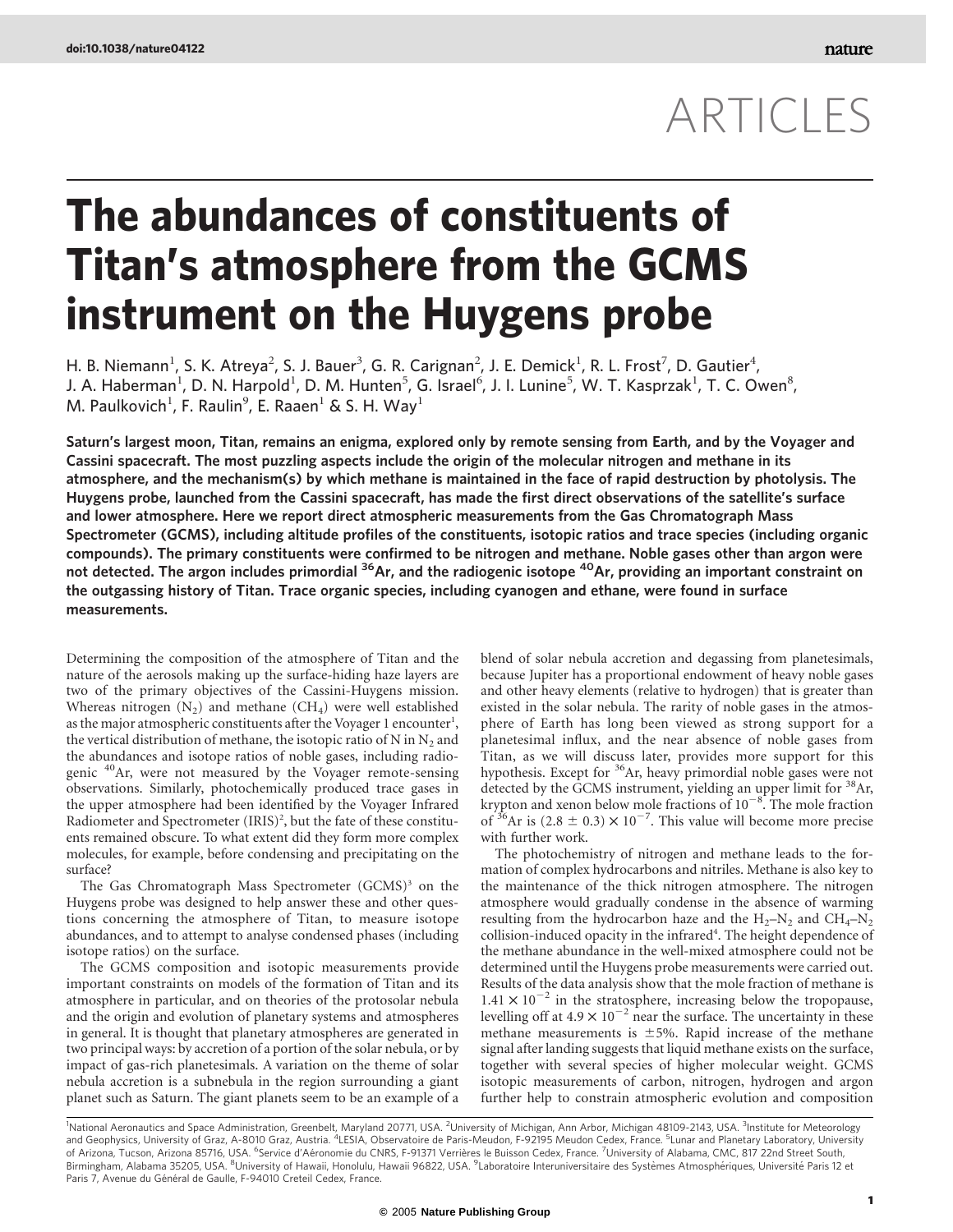# ARTICLES

# The abundances of constituents of Titan's atmosphere from the GCMS instrument on the Huygens probe

H. B. Niemann[1], S. K. Atreya[2], S. J. Bauer[3], G. R. Carignan[2], J. E. Demick[1], R. L. Frost[7], D. Gautier[4], J. A. Haberman[1], D. N. Harpold[1], D. M. Hunten[5], G. Israel[6], J. I. Lunine[5], W. T. Kasprzak[1], T. C. Owen[8], M. Paulkovich[1], F. Raulin[9], E. Raaen[1] & S. H. Way[1]

**Saturn's largest moon, Titan, remains an enigma, explored only by remote sensing from Earth, and by the Voyager and Cassini spacecraft. The most puzzling aspects include the origin of the molecular nitrogen and methane in its atmosphere, and the mechanism(s) by which methane is maintained in the face of rapid destruction by photolysis. The Huygens probe, launched from the Cassini spacecraft, has made the first direct observations of the satellite's surface and lower atmosphere. Here we report direct atmospheric measurements from the Gas Chromatograph Mass Spectrometer (GCMS), including altitude profiles of the constituents, isotopic ratios and trace species (including organic compounds). The primary constituents were confirmed to be nitrogen and methane. Noble gases other than argon were not detected. The argon includes primordial $^{36}$Ar, and the radiogenic isotope $^{40}$Ar, providing an important constraint on the outgassing history of Titan. Trace organic species, including cyanogen and ethane, were found in surface measurements.**

Determining the composition of the atmosphere of Titan and the nature of the aerosols making up the surface-hiding haze layers are two of the primary objectives of the Cassini-Huygens mission. Whereas nitrogen ($N_2$) and methane ($CH_4$) were well established as the major atmospheric constituents after the Voyager 1 encounter[1], the vertical distribution of methane, the isotopic ratio of N in $N_2$ and the abundances and isotope ratios of noble gases, including radiogenic $^{40}$Ar, were not measured by the Voyager remote-sensing observations. Similarly, photochemically produced trace gases in the upper atmosphere had been identified by the Voyager Infrared Radiometer and Spectrometer (IRIS)[2], but the fate of these constituents remained obscure. To what extent did they form more complex molecules, for example, before condensing and precipitating on the surface?

The Gas Chromatograph Mass Spectrometer (GCMS)[3] on the Huygens probe was designed to help answer these and other questions concerning the atmosphere of Titan, to measure isotope abundances, and to attempt to analyse condensed phases (including isotope ratios) on the surface.

The GCMS composition and isotopic measurements provide important constraints on models of the formation of Titan and its atmosphere in particular, and on theories of the protosolar nebula and the origin and evolution of planetary systems and atmospheres in general. It is thought that planetary atmospheres are generated in two principal ways: by accretion of a portion of the solar nebula, or by impact of gas-rich planetesimals. A variation on the theme of solar nebula accretion is a subnebula in the region surrounding a giant planet such as Saturn. The giant planets seem to be an example of a blend of solar nebula accretion and degassing from planetesimals, because Jupiter has a proportional endowment of heavy noble gases and other heavy elements (relative to hydrogen) that is greater than existed in the solar nebula. The rarity of noble gases in the atmosphere of Earth has long been viewed as strong support for a planetesimal influx, and the near absence of noble gases from Titan, as we will discuss later, provides more support for this hypothesis. Except for $^{36}$Ar, heavy primordial noble gases were not detected by the GCMS instrument, yielding an upper limit for $^{38}$Ar, krypton and xenon below mole fractions of $10^{-8}$. The mole fraction of $^{36}$Ar is $(2.8 \pm 0.3) \times 10^{-7}$. This value will become more precise with further work.

The photochemistry of nitrogen and methane leads to the formation of complex hydrocarbons and nitriles. Methane is also key to the maintenance of the thick nitrogen atmosphere. The nitrogen atmosphere would gradually condense in the absence of warming resulting from the hydrocarbon haze and the $H_2$–$N_2$ and $CH_4$–$N_2$ collision-induced opacity in the infrared[4]. The height dependence of the methane abundance in the well-mixed atmosphere could not be determined until the Huygens probe measurements were carried out. Results of the data analysis show that the mole fraction of methane is $1.41 \times 10^{-2}$ in the stratosphere, increasing below the tropopause, levelling off at $4.9 \times 10^{-2}$ near the surface. The uncertainty in these methane measurements is $\pm 5\%$. Rapid increase of the methane signal after landing suggests that liquid methane exists on the surface, together with several species of higher molecular weight. GCMS isotopic measurements of carbon, nitrogen, hydrogen and argon further help to constrain atmospheric evolution and composition

[1]National Aeronautics and Space Administration, Greenbelt, Maryland 20771, USA. [2]University of Michigan, Ann Arbor, Michigan 48109-2143, USA. [3]Institute for Meteorology and Geophysics, University of Graz, A-8010 Graz, Austria. [4]LESIA, Observatoire de Paris-Meudon, F-92195 Meudon Cedex, France. [5]Lunar and Planetary Laboratory, University of Arizona, Tucson, Arizona 85716, USA. [6]Service d'Aéronomie du CNRS, F-91371 Verrières le Buisson Cedex, France. [7]University of Alabama, CMC, 817 22nd Street South, Birmingham, Alabama 35205, USA. [8]University of Hawaii, Honolulu, Hawaii 96822, USA. [9]Laboratoire Interuniversitaire des Systèmes Atmosphériques, Université Paris 12 et Paris 7, Avenue du Général de Gaulle, F-94010 Creteil Cedex, France.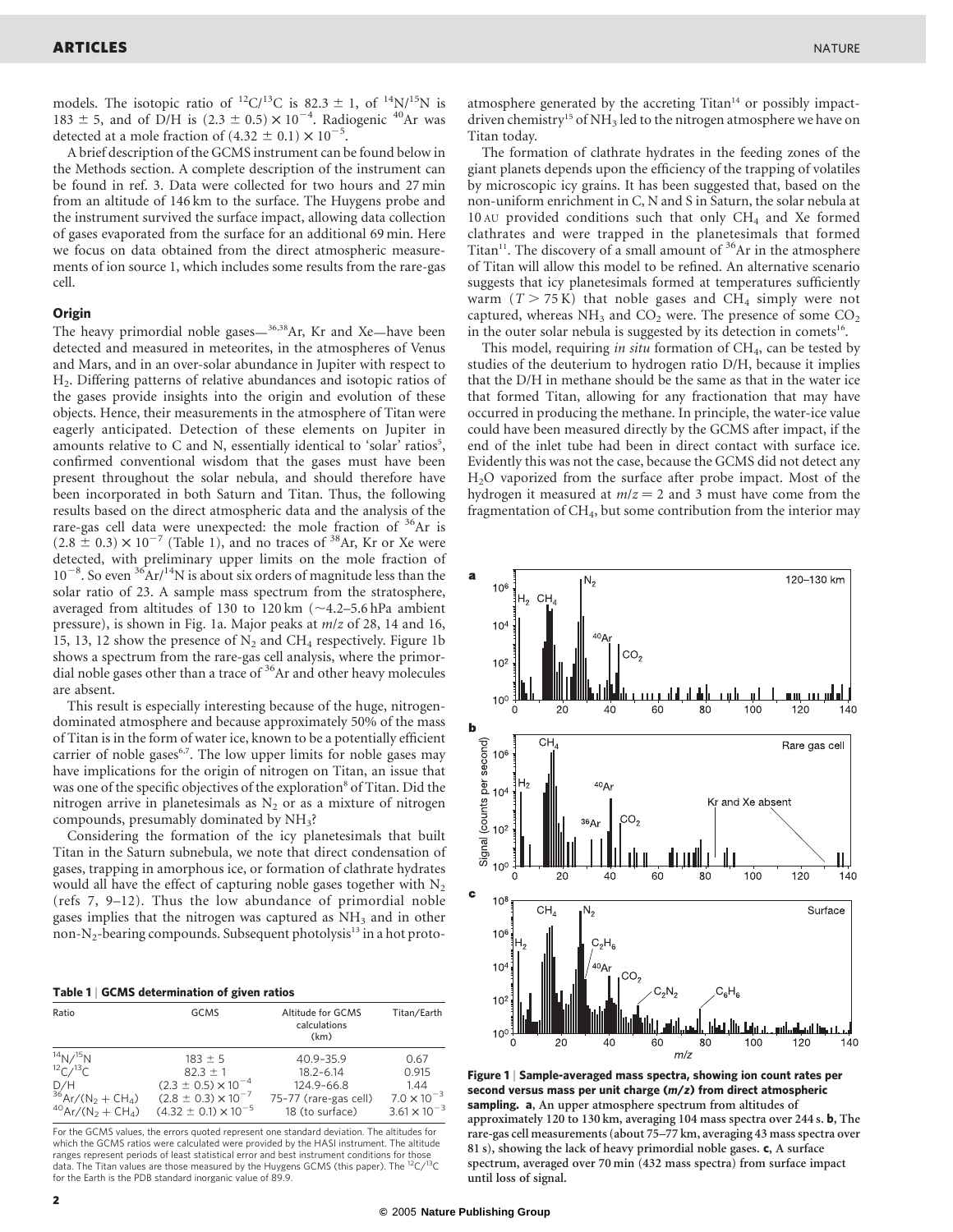models. The isotopic ratio of $^{12}C/^{13}C$ is $82.3 \pm 1$, of $^{14}N/^{15}N$ is $183 \pm 5$, and of D/H is $(2.3 \pm 0.5) \times 10^{-4}$. Radiogenic $^{40}Ar$ was detected at a mole fraction of $(4.32 \pm 0.1) \times 10^{-5}$.

A brief description of the GCMS instrument can be found below in the Methods section. A complete description of the instrument can be found in ref. 3. Data were collected for two hours and 27 min from an altitude of 146 km to the surface. The Huygens probe and the instrument survived the surface impact, allowing data collection of gases evaporated from the surface for an additional 69 min. Here we focus on data obtained from the direct atmospheric measurements of ion source 1, which includes some results from the rare-gas cell.

### Origin

The heavy primordial noble gases—$^{36,38}Ar$, Kr and Xe—have been detected and measured in meteorites, in the atmospheres of Venus and Mars, and in an over-solar abundance in Jupiter with respect to $H_2$. Differing patterns of relative abundances and isotopic ratios of the gases provide insights into the origin and evolution of these objects. Hence, their measurements in the atmosphere of Titan were eagerly anticipated. Detection of these elements on Jupiter in amounts relative to C and N, essentially identical to 'solar' ratios[5], confirmed conventional wisdom that the gases must have been present throughout the solar nebula, and should therefore have been incorporated in both Saturn and Titan. Thus, the following results based on the direct atmospheric data and the analysis of the rare-gas cell data were unexpected: the mole fraction of $^{36}Ar$ is $(2.8 \pm 0.3) \times 10^{-7}$ (Table 1), and no traces of $^{38}Ar$, Kr or Xe were detected, with preliminary upper limits on the mole fraction of $10^{-8}$. So even $^{36}Ar/^{14}N$ is about six orders of magnitude less than the solar ratio of 23. A sample mass spectrum from the stratosphere, averaged from altitudes of 130 to 120 km (~4.2–5.6 hPa ambient pressure), is shown in Fig. 1a. Major peaks at $m/z$ of 28, 14 and 16, 15, 13, 12 show the presence of $N_2$ and $CH_4$ respectively. Figure 1b shows a spectrum from the rare-gas cell analysis, where the primordial noble gases other than a trace of $^{36}Ar$ and other heavy molecules are absent.

This result is especially interesting because of the huge, nitrogen-dominated atmosphere and because approximately 50% of the mass of Titan is in the form of water ice, known to be a potentially efficient carrier of noble gases[6,7]. The low upper limits for noble gases may have implications for the origin of nitrogen on Titan, an issue that was one of the specific objectives of the exploration[8] of Titan. Did the nitrogen arrive in planetesimals as $N_2$ or as a mixture of nitrogen compounds, presumably dominated by $NH_3$?

Considering the formation of the icy planetesimals that built Titan in the Saturn subnebula, we note that direct condensation of gases, trapping in amorphous ice, or formation of clathrate hydrates would all have the effect of capturing noble gases together with $N_2$ (refs 7, 9–12). Thus the low abundance of primordial noble gases implies that the nitrogen was captured as $NH_3$ and in other non-$N_2$-bearing compounds. Subsequent photolysis[13] in a hot proto-atmosphere generated by the accreting Titan[14] or possibly impact-driven chemistry[15] of $NH_3$ led to the nitrogen atmosphere we have on Titan today.

The formation of clathrate hydrates in the feeding zones of the giant planets depends upon the efficiency of the trapping of volatiles by microscopic icy grains. It has been suggested that, based on the non-uniform enrichment in C, N and S in Saturn, the solar nebula at 10 AU provided conditions such that only $CH_4$ and Xe formed clathrates and were trapped in the planetesimals that formed Titan[11]. The discovery of a small amount of $^{36}Ar$ in the atmosphere of Titan will allow this model to be refined. An alternative scenario suggests that icy planetesimals formed at temperatures sufficiently warm ($T > 75$ K) that noble gases and $CH_4$ simply were not captured, whereas $NH_3$ and $CO_2$ were. The presence of some $CO_2$ in the outer solar nebula is suggested by its detection in comets[16].

This model, requiring *in situ* formation of $CH_4$, can be tested by studies of the deuterium to hydrogen ratio D/H, because it implies that the D/H in methane should be the same as that in the water ice that formed Titan, allowing for any fractionation that may have occurred in producing the methane. In principle, the water-ice value could have been measured directly by the GCMS after impact, if the end of the inlet tube had been in direct contact with surface ice. Evidently this was not the case, because the GCMS did not detect any $H_2O$ vaporized from the surface after probe impact. Most of the hydrogen it measured at $m/z = 2$ and 3 must have come from the fragmentation of $CH_4$, but some contribution from the interior may

**Table 1** | **GCMS determination of given ratios**

| Ratio | GCMS | Altitude for GCMS calculations (km) | Titan/Earth |
|---|---|---|---|
| $^{14}N/^{15}N$ | $183 \pm 5$ | 40.9–35.9 | 0.67 |
| $^{12}C/^{13}C$ | $82.3 \pm 1$ | 18.2–6.14 | 0.915 |
| D/H | $(2.3 \pm 0.5) \times 10^{-4}$ | 124.9–66.8 | 1.44 |
| $^{36}Ar/(N_2 + CH_4)$ | $(2.8 \pm 0.3) \times 10^{-7}$ | 75–77 (rare-gas cell) | $7.0 \times 10^{-3}$ |
| $^{40}Ar/(N_2 + CH_4)$ | $(4.32 \pm 0.1) \times 10^{-5}$ | 18 (to surface) | $3.61 \times 10^{-3}$ |

For the GCMS values, the errors quoted represent one standard deviation. The altitudes for which the GCMS ratios were calculated were provided by the HASI instrument. The altitude ranges represent periods of least statistical error and best instrument conditions for those data. The Titan values are those measured by the Huygens GCMS (this paper). The $^{12}C/^{13}C$ for the Earth is the PDB standard inorganic value of 89.9.

**Figure 1** | **Sample-averaged mass spectra, showing ion count rates per second versus mass per unit charge ($m/z$) from direct atmospheric sampling.** **a**, An upper atmosphere spectrum from altitudes of approximately 120 to 130 km, averaging 104 mass spectra over 244 s. **b**, The rare-gas cell measurements (about 75–77 km, averaging 43 mass spectra over 81 s), showing the lack of heavy primordial noble gases. **c**, A surface spectrum, averaged over 70 min (432 mass spectra) from surface impact until loss of signal.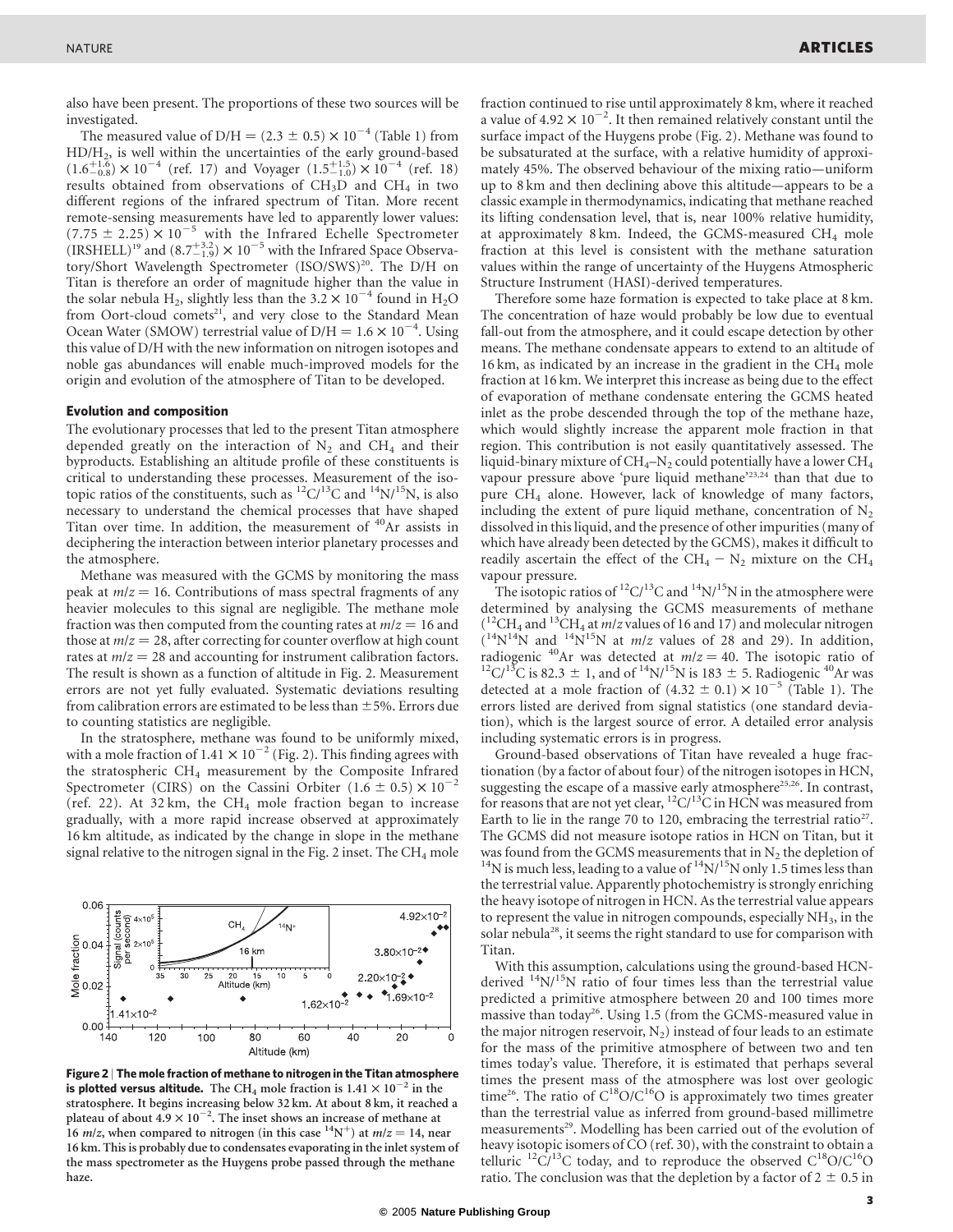also have been present. The proportions of these two sources will be investigated.

The measured value of D/H $= (2.3 \pm 0.5) \times 10^{-4}$ (Table 1) from $HD/H_2$, is well within the uncertainties of the early ground-based $(1.6^{+1.6}_{-0.8}) \times 10^{-4}$ (ref. 17) and Voyager $(1.5^{+1.5}_{-1.0}) \times 10^{-4}$ (ref. 18) results obtained from observations of $CH_3D$ and $CH_4$ in two different regions of the infrared spectrum of Titan. More recent remote-sensing measurements have led to apparently lower values: $(7.75 \pm 2.25) \times 10^{-5}$ with the Infrared Echelle Spectrometer (IRSHELL)[19] and $(8.7^{+3.2}_{-1.9}) \times 10^{-5}$ with the Infrared Space Observatory/Short Wavelength Spectrometer (ISO/SWS)[20]. The D/H on Titan is therefore an order of magnitude higher than the value in the solar nebula $H_2$, slightly less than the $3.2 \times 10^{-4}$ found in $H_2O$ from Oort-cloud comets[21], and very close to the Standard Mean Ocean Water (SMOW) terrestrial value of D/H $= 1.6 \times 10^{-4}$. Using this value of D/H with the new information on nitrogen isotopes and noble gas abundances will enable much-improved models for the origin and evolution of the atmosphere of Titan to be developed.

### Evolution and composition

The evolutionary processes that led to the present Titan atmosphere depended greatly on the interaction of $N_2$ and $CH_4$ and their byproducts. Establishing an altitude profile of these constituents is critical to understanding these processes. Measurement of the isotopic ratios of the constituents, such as $^{12}C/^{13}C$ and $^{14}N/^{15}N$, is also necessary to understand the chemical processes that have shaped Titan over time. In addition, the measurement of $^{40}Ar$ assists in deciphering the interaction between interior planetary processes and the atmosphere.

Methane was measured with the GCMS by monitoring the mass peak at $m/z = 16$. Contributions of mass spectral fragments of any heavier molecules to this signal are negligible. The methane mole fraction was then computed from the counting rates at $m/z = 16$ and those at $m/z = 28$, after correcting for counter overflow at high count rates at $m/z = 28$ and accounting for instrument calibration factors. The result is shown as a function of altitude in Fig. 2. Measurement errors are not yet fully evaluated. Systematic deviations resulting from calibration errors are estimated to be less than $\pm 5\%$. Errors due to counting statistics are negligible.

In the stratosphere, methane was found to be uniformly mixed, with a mole fraction of $1.41 \times 10^{-2}$ (Fig. 2). This finding agrees with the stratospheric $CH_4$ measurement by the Composite Infrared Spectrometer (CIRS) on the Cassini Orbiter $(1.6 \pm 0.5) \times 10^{-2}$ (ref. 22). At 32 km, the $CH_4$ mole fraction began to increase gradually, with a more rapid increase observed at approximately 16 km altitude, as indicated by the change in slope in the methane signal relative to the nitrogen signal in the Fig. 2 inset. The $CH_4$ mole fraction continued to rise until approximately 8 km, where it reached a value of $4.92 \times 10^{-2}$. It then remained relatively constant until the surface impact of the Huygens probe (Fig. 2). Methane was found to be subsaturated at the surface, with a relative humidity of approximately 45%. The observed behaviour of the mixing ratio—uniform up to 8 km and then declining above this altitude—appears to be a classic example in thermodynamics, indicating that methane reached its lifting condensation level, that is, near 100% relative humidity, at approximately 8 km. Indeed, the GCMS-measured $CH_4$ mole fraction at this level is consistent with the methane saturation values within the range of uncertainty of the Huygens Atmospheric Structure Instrument (HASI)-derived temperatures.

**Figure 2 | The mole fraction of methane to nitrogen in the Titan atmosphere is plotted versus altitude. The $CH_4$ mole fraction is $1.41 \times 10^{-2}$ in the stratosphere. It begins increasing below 32 km. At about 8 km, it reached a plateau of about $4.9 \times 10^{-2}$. The inset shows an increase of methane at 16 $m/z$, when compared to nitrogen (in this case $^{14}N^+$) at $m/z = 14$, near 16 km. This is probably due to condensates evaporating in the inlet system of the mass spectrometer as the Huygens probe passed through the methane haze.**

Therefore some haze formation is expected to take place at 8 km. The concentration of haze would probably be low due to eventual fall-out from the atmosphere, and it could escape detection by other means. The methane condensate appears to extend to an altitude of 16 km, as indicated by an increase in the gradient in the $CH_4$ mole fraction at 16 km. We interpret this increase as being due to the effect of evaporation of methane condensate entering the GCMS heated inlet as the probe descended through the top of the methane haze, which would slightly increase the apparent mole fraction in that region. This contribution is not easily quantitatively assessed. The liquid-binary mixture of $CH_4$–$N_2$ could potentially have a lower $CH_4$ vapour pressure above 'pure liquid methane'[23,24] than that due to pure $CH_4$ alone. However, lack of knowledge of many factors, including the extent of pure liquid methane, concentration of $N_2$ dissolved in this liquid, and the presence of other impurities (many of which have already been detected by the GCMS), makes it difficult to readily ascertain the effect of the $CH_4 - N_2$ mixture on the $CH_4$ vapour pressure.

The isotopic ratios of $^{12}C/^{13}C$ and $^{14}N/^{15}N$ in the atmosphere were determined by analysing the GCMS measurements of methane ($^{12}CH_4$ and $^{13}CH_4$ at $m/z$ values of 16 and 17) and molecular nitrogen ($^{14}N^{14}N$ and $^{14}N^{15}N$ at $m/z$ values of 28 and 29). In addition, radiogenic $^{40}Ar$ was detected at $m/z = 40$. The isotopic ratio of $^{12}C/^{13}C$ is $82.3 \pm 1$, and of $^{14}N/^{15}N$ is $183 \pm 5$. Radiogenic $^{40}Ar$ was detected at a mole fraction of $(4.32 \pm 0.1) \times 10^{-5}$ (Table 1). The errors listed are derived from signal statistics (one standard deviation), which is the largest source of error. A detailed error analysis including systematic errors is in progress.

Ground-based observations of Titan have revealed a huge fractionation (by a factor of about four) of the nitrogen isotopes in HCN, suggesting the escape of a massive early atmosphere[25,26]. In contrast, for reasons that are not yet clear, $^{12}C/^{13}C$ in HCN was measured from Earth to lie in the range 70 to 120, embracing the terrestrial ratio[27]. The GCMS did not measure isotope ratios in HCN on Titan, but it was found from the GCMS measurements that in $N_2$ the depletion of $^{14}N$ is much less, leading to a value of $^{14}N/^{15}N$ only 1.5 times less than the terrestrial value. Apparently photochemistry is strongly enriching the heavy isotope of nitrogen in HCN. As the terrestrial value appears to represent the value in nitrogen compounds, especially $NH_3$, in the solar nebula[28], it seems the right standard to use for comparison with Titan.

With this assumption, calculations using the ground-based HCN-derived $^{14}N/^{15}N$ ratio of four times less than the terrestrial value predicted a primitive atmosphere between 20 and 100 times more massive than today[26]. Using 1.5 (from the GCMS-measured value in the major nitrogen reservoir, $N_2$) instead of four leads to an estimate for the mass of the primitive atmosphere of between two and ten times today's value. Therefore, it is estimated that perhaps several times the present mass of the atmosphere was lost over geologic time[26]. The ratio of $C^{18}O/C^{16}O$ is approximately two times greater than the terrestrial value as inferred from ground-based millimetre measurements[29]. Modelling has been carried out of the evolution of heavy isotopic isomers of CO (ref. 30), with the constraint to obtain a telluric $^{12}C/^{13}C$ today, and to reproduce the observed $C^{18}O/C^{16}O$ ratio. The conclusion was that the depletion by a factor of $2 \pm 0.5$ in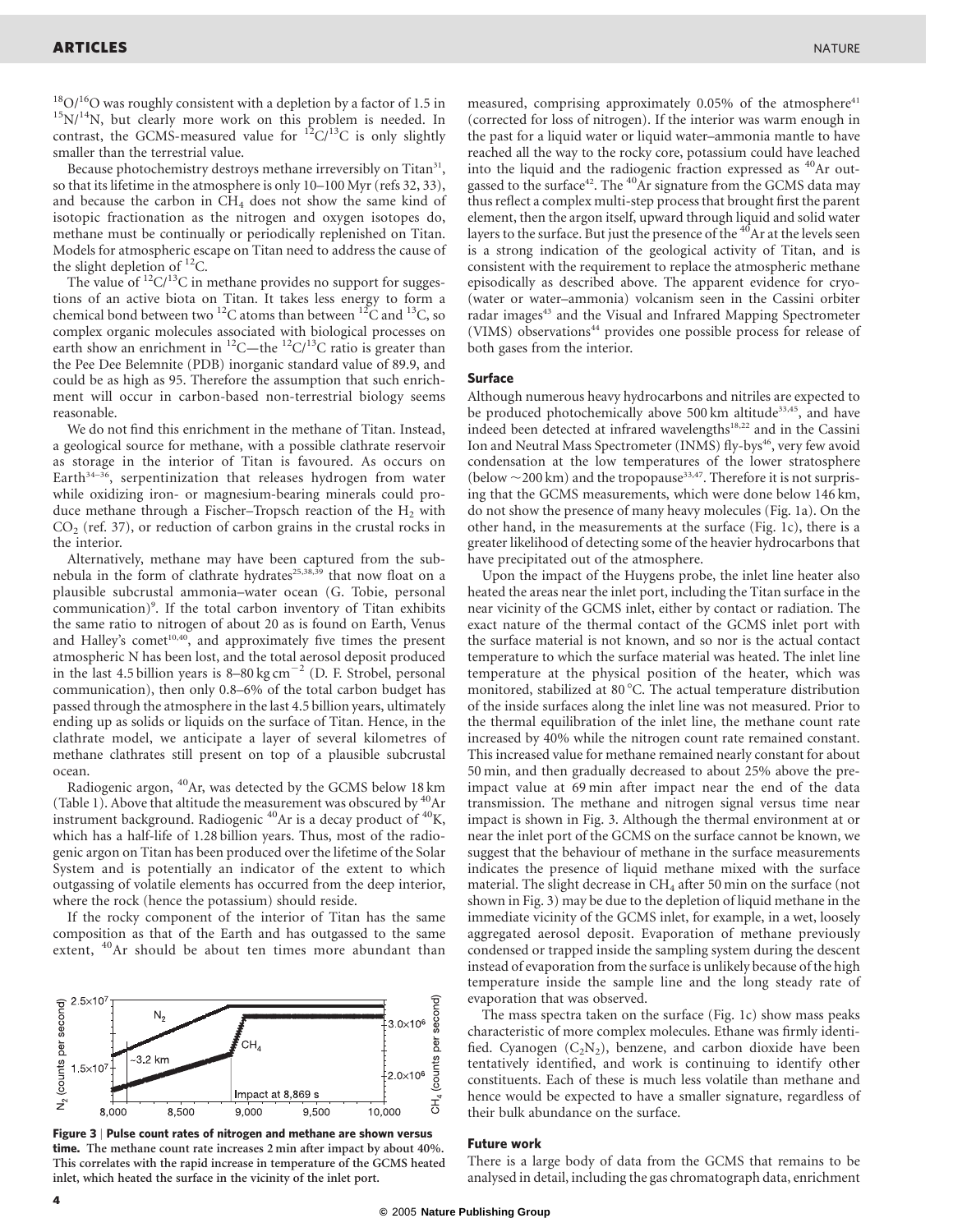$^{18}O/^{16}O$ was roughly consistent with a depletion by a factor of 1.5 in $^{15}N/^{14}N$, but clearly more work on this problem is needed. In contrast, the GCMS-measured value for $^{12}C/^{13}C$ is only slightly smaller than the terrestrial value.

Because photochemistry destroys methane irreversibly on Titan[31], so that its lifetime in the atmosphere is only 10–100 Myr (refs 32, 33), and because the carbon in $CH_4$ does not show the same kind of isotopic fractionation as the nitrogen and oxygen isotopes do, methane must be continually or periodically replenished on Titan. Models for atmospheric escape on Titan need to address the cause of the slight depletion of $^{12}C$.

The value of $^{12}C/^{13}C$ in methane provides no support for suggestions of an active biota on Titan. It takes less energy to form a chemical bond between two $^{12}C$ atoms than between $^{12}C$ and $^{13}C$, so complex organic molecules associated with biological processes on earth show an enrichment in $^{12}C$—the $^{12}C/^{13}C$ ratio is greater than the Pee Dee Belemnite (PDB) inorganic standard value of 89.9, and could be as high as 95. Therefore the assumption that such enrichment will occur in carbon-based non-terrestrial biology seems reasonable.

We do not find this enrichment in the methane of Titan. Instead, a geological source for methane, with a possible clathrate reservoir as storage in the interior of Titan is favoured. As occurs on Earth[34–36], serpentinization that releases hydrogen from water while oxidizing iron- or magnesium-bearing minerals could produce methane through a Fischer–Tropsch reaction of the $H_2$ with $CO_2$ (ref. 37), or reduction of carbon grains in the crustal rocks in the interior.

Alternatively, methane may have been captured from the subnebula in the form of clathrate hydrates[25,38,39] that now float on a plausible subcrustal ammonia–water ocean (G. Tobie, personal communication)[9]. If the total carbon inventory of Titan exhibits the same ratio to nitrogen of about 20 as is found on Earth, Venus and Halley's comet[10,40], and approximately five times the present atmospheric N has been lost, and the total aerosol deposit produced in the last 4.5 billion years is 8–80 kg cm$^{-2}$ (D. F. Strobel, personal communication), then only 0.8–6% of the total carbon budget has passed through the atmosphere in the last 4.5 billion years, ultimately ending up as solids or liquids on the surface of Titan. Hence, in the clathrate model, we anticipate a layer of several kilometres of methane clathrates still present on top of a plausible subcrustal ocean.

Radiogenic argon, $^{40}Ar$, was detected by the GCMS below 18 km (Table 1). Above that altitude the measurement was obscured by $^{40}Ar$ instrument background. Radiogenic $^{40}Ar$ is a decay product of $^{40}K$, which has a half-life of 1.28 billion years. Thus, most of the radiogenic argon on Titan has been produced over the lifetime of the Solar System and is potentially an indicator of the extent to which outgassing of volatile elements has occurred from the deep interior, where the rock (hence the potassium) should reside.

If the rocky component of the interior of Titan has the same composition as that of the Earth and has outgassed to the same extent, $^{40}Ar$ should be about ten times more abundant than measured, comprising approximately 0.05% of the atmosphere[41] (corrected for loss of nitrogen). If the interior was warm enough in the past for a liquid water or liquid water–ammonia mantle to have reached all the way to the rocky core, potassium could have leached into the liquid and the radiogenic fraction expressed as $^{40}Ar$ outgassed to the surface[42]. The $^{40}Ar$ signature from the GCMS data may thus reflect a complex multi-step process that brought first the parent element, then the argon itself, upward through liquid and solid water layers to the surface. But just the presence of the $^{40}Ar$ at the levels seen is a strong indication of the geological activity of Titan, and is consistent with the requirement to replace the atmospheric methane episodically as described above. The apparent evidence for cryo- (water or water–ammonia) volcanism seen in the Cassini orbiter radar images[43] and the Visual and Infrared Mapping Spectrometer (VIMS) observations[44] provides one possible process for release of both gases from the interior.

**Figure 3 | Pulse count rates of nitrogen and methane are shown versus time.** The methane count rate increases 2 min after impact by about 40%. This correlates with the rapid increase in temperature of the GCMS heated inlet, which heated the surface in the vicinity of the inlet port.

## Surface

Although numerous heavy hydrocarbons and nitriles are expected to be produced photochemically above 500 km altitude[33,45], and have indeed been detected at infrared wavelengths[18,22] and in the Cassini Ion and Neutral Mass Spectrometer (INMS) fly-bys[46], very few avoid condensation at the low temperatures of the lower stratosphere (below ~200 km) and the tropopause[33,47]. Therefore it is not surprising that the GCMS measurements, which were done below 146 km, do not show the presence of many heavy molecules (Fig. 1a). On the other hand, in the measurements at the surface (Fig. 1c), there is a greater likelihood of detecting some of the heavier hydrocarbons that have precipitated out of the atmosphere.

Upon the impact of the Huygens probe, the inlet line heater also heated the areas near the inlet port, including the Titan surface in the near vicinity of the GCMS inlet, either by contact or radiation. The exact nature of the thermal contact of the GCMS inlet port with the surface material is not known, and so nor is the actual contact temperature to which the surface material was heated. The inlet line temperature at the physical position of the heater, which was monitored, stabilized at 80 °C. The actual temperature distribution of the inside surfaces along the inlet line was not measured. Prior to the thermal equilibration of the inlet line, the methane count rate increased by 40% while the nitrogen count rate remained constant. This increased value for methane remained nearly constant for about 50 min, and then gradually decreased to about 25% above the pre-impact value at 69 min after impact near the end of the data transmission. The methane and nitrogen signal versus time near impact is shown in Fig. 3. Although the thermal environment at or near the inlet port of the GCMS on the surface cannot be known, we suggest that the behaviour of methane in the surface measurements indicates the presence of liquid methane mixed with the surface material. The slight decrease in $CH_4$ after 50 min on the surface (not shown in Fig. 3) may be due to the depletion of liquid methane in the immediate vicinity of the GCMS inlet, for example, in a wet, loosely aggregated aerosol deposit. Evaporation of methane previously condensed or trapped inside the sampling system during the descent instead of evaporation from the surface is unlikely because of the high temperature inside the sample line and the long steady rate of evaporation that was observed.

The mass spectra taken on the surface (Fig. 1c) show mass peaks characteristic of more complex molecules. Ethane was firmly identified. Cyanogen ($C_2N_2$), benzene, and carbon dioxide have been tentatively identified, and work is continuing to identify other constituents. Each of these is much less volatile than methane and hence would be expected to have a smaller signature, regardless of their bulk abundance on the surface.

## Future work

There is a large body of data from the GCMS that remains to be analysed in detail, including the gas chromatograph data, enrichment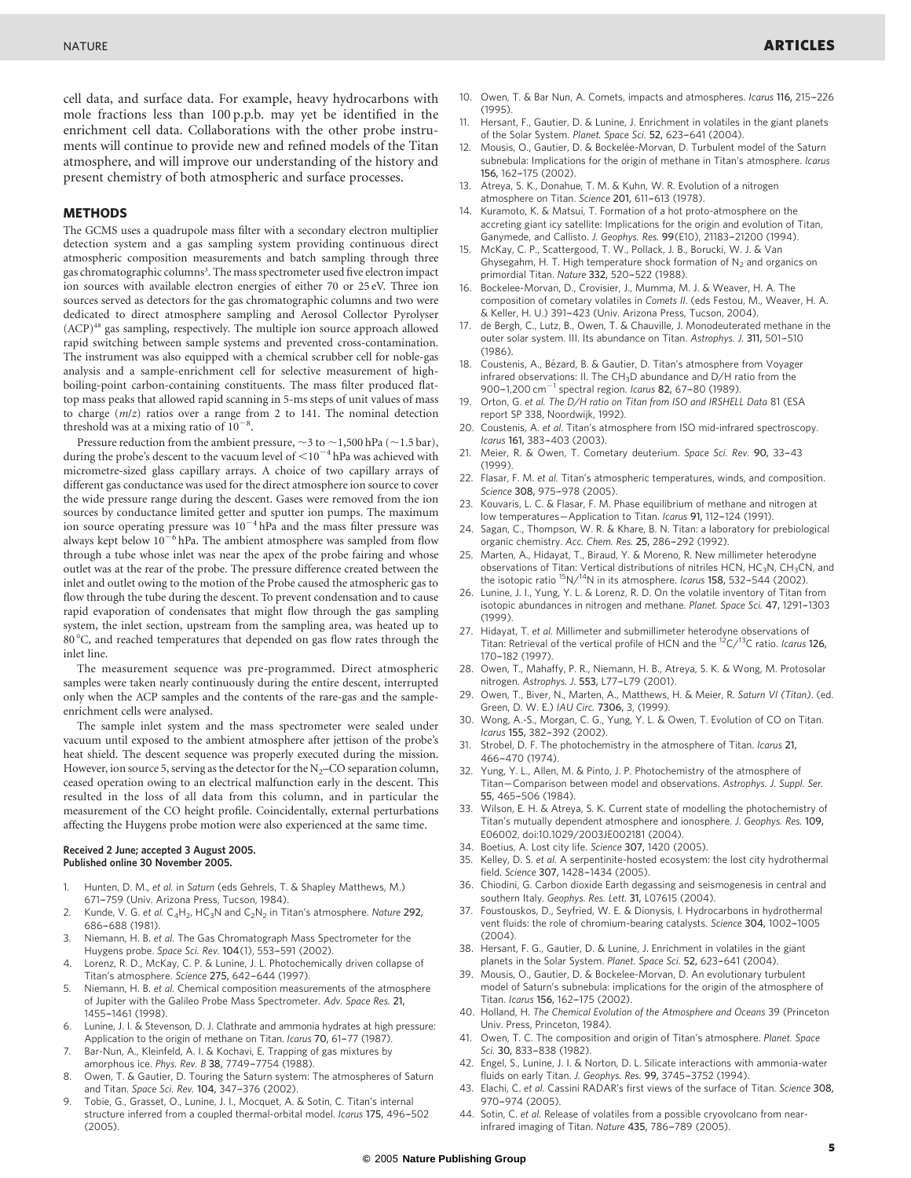cell data, and surface data. For example, heavy hydrocarbons with mole fractions less than 100 p.p.b. may yet be identified in the enrichment cell data. Collaborations with the other probe instruments will continue to provide new and refined models of the Titan atmosphere, and will improve our understanding of the history and present chemistry of both atmospheric and surface processes.

## METHODS

The GCMS uses a quadrupole mass filter with a secondary electron multiplier detection system and a gas sampling system providing continuous direct atmospheric composition measurements and batch sampling through three gas chromatographic columns[3]. The mass spectrometer used five electron impact ion sources with available electron energies of either 70 or 25 eV. Three ion sources served as detectors for the gas chromatographic columns and two were dedicated to direct atmosphere sampling and Aerosol Collector Pyrolyser (ACP)[48] gas sampling, respectively. The multiple ion source approach allowed rapid switching between sample systems and prevented cross-contamination. The instrument was also equipped with a chemical scrubber cell for noble-gas analysis and a sample-enrichment cell for selective measurement of high-boiling-point carbon-containing constituents. The mass filter produced flat-top mass peaks that allowed rapid scanning in 5-ms steps of unit values of mass to charge ($m/z$) ratios over a range from 2 to 141. The nominal detection threshold was at a mixing ratio of $10^{-8}$.

Pressure reduction from the ambient pressure, $\sim$3 to $\sim$1,500 hPa ($\sim$1.5 bar), during the probe's descent to the vacuum level of $<10^{-4}$ hPa was achieved with micrometre-sized glass capillary arrays. A choice of two capillary arrays of different gas conductance was used for the direct atmosphere ion source to cover the wide pressure range during the descent. Gases were removed from the ion sources by conductance limited getter and sputter ion pumps. The maximum ion source operating pressure was $10^{-4}$ hPa and the mass filter pressure was always kept below $10^{-6}$ hPa. The ambient atmosphere was sampled from flow through a tube whose inlet was near the apex of the probe fairing and whose outlet was at the rear of the probe. The pressure difference created between the inlet and outlet owing to the motion of the Probe caused the atmospheric gas to flow through the tube during the descent. To prevent condensation and to cause rapid evaporation of condensates that might flow through the gas sampling system, the inlet section, upstream from the sampling area, was heated up to 80 °C, and reached temperatures that depended on gas flow rates through the inlet line.

The measurement sequence was pre-programmed. Direct atmospheric samples were taken nearly continuously during the entire descent, interrupted only when the ACP samples and the contents of the rare-gas and the sample-enrichment cells were analysed.

The sample inlet system and the mass spectrometer were sealed under vacuum until exposed to the ambient atmosphere after jettison of the probe's heat shield. The descent sequence was properly executed during the mission. However, ion source 5, serving as the detector for the $N_2$–CO separation column, ceased operation owing to an electrical malfunction early in the descent. This resulted in the loss of all data from this column, and in particular the measurement of the CO height profile. Coincidentally, external perturbations affecting the Huygens probe motion were also experienced at the same time.

**Received 2 June; accepted 3 August 2005.**
**Published online 30 November 2005.**

1. Hunten, D. M., *et al.* in *Saturn* (eds Gehrels, T. & Shapley Matthews, M.) 671–759 (Univ. Arizona Press, Tucson, 1984).
2. Kunde, V. G. *et al.* $C_4H_2$, $HC_3N$ and $C_2N_2$ in Titan's atmosphere. *Nature* **292,** 686–688 (1981).
3. Niemann, H. B. *et al.* The Gas Chromatograph Mass Spectrometer for the Huygens probe. *Space Sci. Rev.* **104**(1), 553–591 (2002).
4. Lorenz, R. D., McKay, C. P. & Lunine, J. L. Photochemically driven collapse of Titan's atmosphere. *Science* **275,** 642–644 (1997).
5. Niemann, H. B. *et al.* Chemical composition measurements of the atmosphere of Jupiter with the Galileo Probe Mass Spectrometer. *Adv. Space Res.* **21,** 1455–1461 (1998).
6. Lunine, J. I. & Stevenson, D. J. Clathrate and ammonia hydrates at high pressure: Application to the origin of methane on Titan. *Icarus* **70,** 61–77 (1987).
7. Bar-Nun, A., Kleinfeld, A. I. & Kochavi, E. Trapping of gas mixtures by amorphous ice. *Phys. Rev. B* **38,** 7749–7754 (1988).
8. Owen, T. & Gautier, D. Touring the Saturn system: The atmospheres of Saturn and Titan. *Space Sci. Rev.* **104,** 347–376 (2002).
9. Tobie, G., Grasset, O., Lunine, J. I., Mocquet, A. & Sotin, C. Titan's internal structure inferred from a coupled thermal-orbital model. *Icarus* **175,** 496–502 (2005).
10. Owen, T. & Bar Nun, A. Comets, impacts and atmospheres. *Icarus* **116,** 215–226 (1995).
11. Hersant, F., Gautier, D. & Lunine, J. Enrichment in volatiles in the giant planets of the Solar System. *Planet. Space Sci.* **52,** 623–641 (2004).
12. Mousis, O., Gautier, D. & Bockelée-Morvan, D. Turbulent model of the Saturn subnebula: Implications for the origin of methane in Titan's atmosphere. *Icarus* **156,** 162–175 (2002).
13. Atreya, S. K., Donahue, T. M. & Kuhn, W. R. Evolution of a nitrogen atmosphere on Titan. *Science* **201,** 611–613 (1978).
14. Kuramoto, K. & Matsui, T. Formation of a hot proto-atmosphere on the accreting giant icy satellite: Implications for the origin and evolution of Titan, Ganymede, and Callisto. *J. Geophys. Res.* **99**(E10), 21183–21200 (1994).
15. McKay, C. P., Scattergood, T. W., Pollack, J. B., Borucki, W. J. & Van Ghysegahm, H. T. High temperature shock formation of $N_2$ and organics on primordial Titan. *Nature* **332,** 520–522 (1988).
16. Bockelee-Morvan, D., Crovisier, J., Mumma, M. J. & Weaver, H. A. The composition of cometary volatiles in *Comets II*. (eds Festou, M., Weaver, H. A. & Keller, H. U.) 391–423 (Univ. Arizona Press, Tucson, 2004).
17. de Bergh, C., Lutz, B., Owen, T. & Chauville, J. Monodeuterated methane in the outer solar system. III. Its abundance on Titan. *Astrophys. J.* **311,** 501–510 (1986).
18. Coustenis, A., Bézard, B. & Gautier, D. Titan's atmosphere from Voyager infrared observations: II. The $CH_3D$ abundance and D/H ratio from the 900–1,200 $cm^{-1}$ spectral region. *Icarus* **82,** 67–80 (1989).
19. Orton, G. *et al. The D/H ratio on Titan from ISO and IRSHELL Data* 81 (ESA report SP 338, Noordwijk, 1992).
20. Coustenis, A. *et al.* Titan's atmosphere from ISO mid-infrared spectroscopy. *Icarus* **161,** 383–403 (2003).
21. Meier, R. & Owen, T. Cometary deuterium. *Space Sci. Rev.* **90,** 33–43 (1999).
22. Flasar, F. M. *et al.* Titan's atmospheric temperatures, winds, and composition. *Science* **308,** 975–978 (2005).
23. Kouvaris, L. C. & Flasar, F. M. Phase equilibrium of methane and nitrogen at low temperatures—Application to Titan. *Icarus* **91,** 112–124 (1991).
24. Sagan, C., Thompson, W. R. & Khare, B. N. Titan: a laboratory for prebiological organic chemistry. *Acc. Chem. Res.* **25,** 286–292 (1992).
25. Marten, A., Hidayat, T., Biraud, Y. & Moreno, R. New millimeter heterodyne observations of Titan: Vertical distributions of nitriles HCN, $HC_3N$, $CH_3CN$, and the isotopic ratio $^{15}N/^{14}N$ in its atmosphere. *Icarus* **158,** 532–544 (2002).
26. Lunine, J. I., Yung, Y. L. & Lorenz, R. D. On the volatile inventory of Titan from isotopic abundances in nitrogen and methane. *Planet. Space Sci.* **47,** 1291–1303 (1999).
27. Hidayat, T. *et al.* Millimeter and submillimeter heterodyne observations of Titan: Retrieval of the vertical profile of HCN and the $^{12}C/^{13}C$ ratio. *Icarus* **126,** 170–182 (1997).
28. Owen, T., Mahaffy, P. R., Niemann, H. B., Atreya, S. K. & Wong, M. Protosolar nitrogen. *Astrophys. J.* **553,** L77–L79 (2001).
29. Owen, T., Biver, N., Marten, A., Matthews, H. & Meier, R. *Saturn VI (Titan)*. (ed. Green, D. W. E.) *IAU Circ.* **7306,** 3, (1999).
30. Wong, A.-S., Morgan, C. G., Yung, Y. L. & Owen, T. Evolution of CO on Titan. *Icarus* **155,** 382–392 (2002).
31. Strobel, D. F. The photochemistry in the atmosphere of Titan. *Icarus* **21,** 466–470 (1974).
32. Yung, Y. L., Allen, M. & Pinto, J. P. Photochemistry of the atmosphere of Titan—Comparison between model and observations. *Astrophys. J. Suppl. Ser.* **55,** 465–506 (1984).
33. Wilson, E. H. & Atreya, S. K. Current state of modelling the photochemistry of Titan's mutually dependent atmosphere and ionosphere. *J. Geophys. Res.* **109,** E06002, doi:10.1029/2003JE002181 (2004).
34. Boetius, A. Lost city life. *Science* **307,** 1420 (2005).
35. Kelley, D. S. *et al.* A serpentinite-hosted ecosystem: the lost city hydrothermal field. *Science* **307,** 1428–1434 (2005).
36. Chiodini, G. Carbon dioxide Earth degassing and seismogenesis in central and southern Italy. *Geophys. Res. Lett.* **31,** L07615 (2004).
37. Foustouskos, D., Seyfried, W. E. & Dionysis, I. Hydrocarbons in hydrothermal vent fluids: the role of chromium-bearing catalysts. *Science* **304,** 1002–1005 (2004).
38. Hersant, F. G., Gautier, D. & Lunine, J. Enrichment in volatiles in the giant planets in the Solar System. *Planet. Space Sci.* **52,** 623–641 (2004).
39. Mousis, O., Gautier, D. & Bockelee-Morvan, D. An evolutionary turbulent model of Saturn's subnebula: implications for the origin of the atmosphere of Titan. *Icarus* **156,** 162–175 (2002).
40. Holland, H. *The Chemical Evolution of the Atmosphere and Oceans* 39 (Princeton Univ. Press, Princeton, 1984).
41. Owen, T. C. The composition and origin of Titan's atmosphere. *Planet. Space Sci.* **30,** 833–838 (1982).
42. Engel, S., Lunine, J. I. & Norton, D. L. Silicate interactions with ammonia-water fluids on early Titan. *J. Geophys. Res.* **99,** 3745–3752 (1994).
43. Elachi, C. *et al.* Cassini RADAR's first views of the surface of Titan. *Science* **308,** 970–974 (2005).
44. Sotin, C. *et al.* Release of volatiles from a possible cryovolcano from near-infrared imaging of Titan. *Nature* **435,** 786–789 (2005).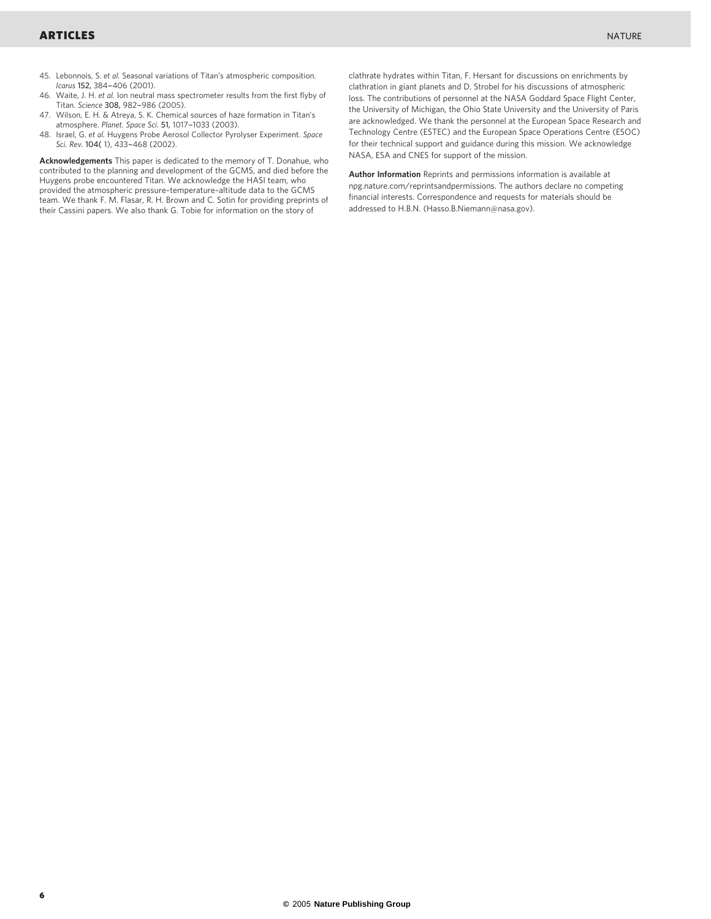45. Lebonnois, S. *et al.* Seasonal variations of Titan's atmospheric composition. *Icarus* **152,** 384–406 (2001).
46. Waite, J. H. *et al.* Ion neutral mass spectrometer results from the first flyby of Titan. *Science* **308,** 982–986 (2005).
47. Wilson, E. H. & Atreya, S. K. Chemical sources of haze formation in Titan's atmosphere. *Planet. Space Sci.* **51,** 1017–1033 (2003).
48. Israel, G. *et al.* Huygens Probe Aerosol Collector Pyrolyser Experiment. *Space Sci. Rev.* **104(** 1), 433–468 (2002).

**Acknowledgements** This paper is dedicated to the memory of T. Donahue, who contributed to the planning and development of the GCMS, and died before the Huygens probe encountered Titan. We acknowledge the HASI team, who provided the atmospheric pressure–temperature–altitude data to the GCMS team. We thank F. M. Flasar, R. H. Brown and C. Sotin for providing preprints of their Cassini papers. We also thank G. Tobie for information on the story of clathrate hydrates within Titan, F. Hersant for discussions on enrichments by clathration in giant planets and D. Strobel for his discussions of atmospheric loss. The contributions of personnel at the NASA Goddard Space Flight Center, the University of Michigan, the Ohio State University and the University of Paris are acknowledged. We thank the personnel at the European Space Research and Technology Centre (ESTEC) and the European Space Operations Centre (ESOC) for their technical support and guidance during this mission. We acknowledge NASA, ESA and CNES for support of the mission.

**Author Information** Reprints and permissions information is available at npg.nature.com/reprintsandpermissions. The authors declare no competing financial interests. Correspondence and requests for materials should be addressed to H.B.N. (Hasso.B.Niemann@nasa.gov).